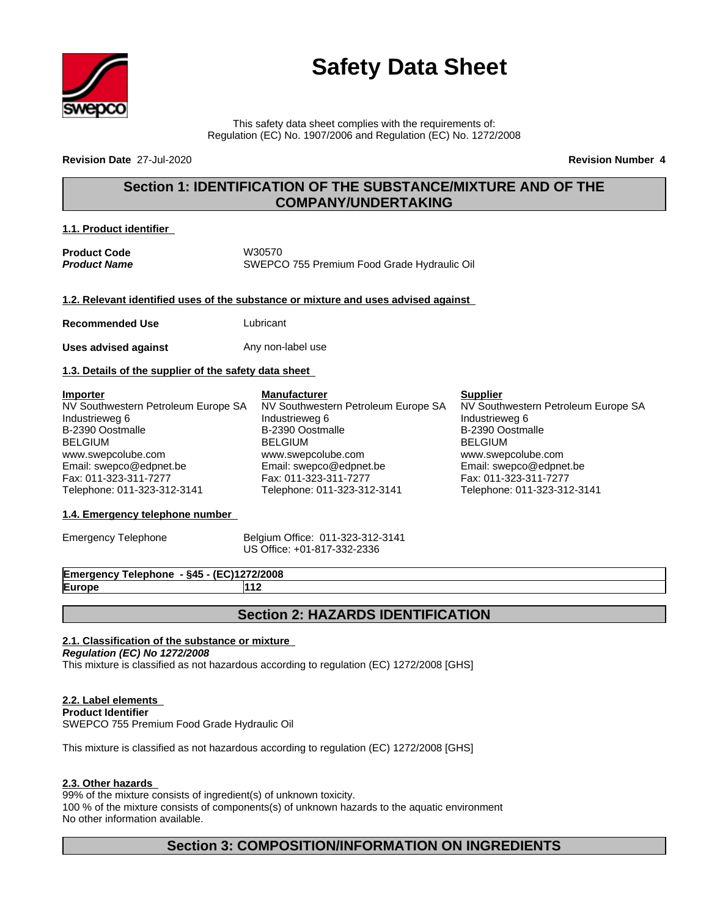# Safety Data Sheet

This safety data sheet complies with the requirements of:
Regulation (EC) No. 1907/2006 and Regulation (EC) No. 1272/2008

**Revision Date** 27-Jul-2020 **Revision Number 4**

## Section 1: IDENTIFICATION OF THE SUBSTANCE/MIXTURE AND OF THE COMPANY/UNDERTAKING

### 1.1. Product identifier

**Product Code** W30570
***Product Name*** SWEPCO 755 Premium Food Grade Hydraulic Oil

### 1.2. Relevant identified uses of the substance or mixture and uses advised against

**Recommended Use** Lubricant

**Uses advised against** Any non-label use

### 1.3. Details of the supplier of the safety data sheet

**Importer**
NV Southwestern Petroleum Europe SA
Industrieweg 6
B-2390 Oostmalle
BELGIUM
www.swepcolube.com
Email: swepco@edpnet.be
Fax: 011-323-311-7277
Telephone: 011-323-312-3141

**Manufacturer**
NV Southwestern Petroleum Europe SA
Industrieweg 6
B-2390 Oostmalle
BELGIUM
www.swepcolube.com
Email: swepco@edpnet.be
Fax: 011-323-311-7277
Telephone: 011-323-312-3141

**Supplier**
NV Southwestern Petroleum Europe SA
Industrieweg 6
B-2390 Oostmalle
BELGIUM
www.swepcolube.com
Email: swepco@edpnet.be
Fax: 011-323-311-7277
Telephone: 011-323-312-3141

### 1.4. Emergency telephone number

Emergency Telephone Belgium Office: 011-323-312-3141
US Office: +01-817-332-2336

| Emergency Telephone - §45 - (EC)1272/2008 | |
|---|---|
| Europe | 112 |

## Section 2: HAZARDS IDENTIFICATION

### 2.1. Classification of the substance or mixture

***Regulation (EC) No 1272/2008***
This mixture is classified as not hazardous according to regulation (EC) 1272/2008 [GHS]

### 2.2. Label elements

**Product Identifier**
SWEPCO 755 Premium Food Grade Hydraulic Oil

This mixture is classified as not hazardous according to regulation (EC) 1272/2008 [GHS]

### 2.3. Other hazards

99% of the mixture consists of ingredient(s) of unknown toxicity.
100 % of the mixture consists of components(s) of unknown hazards to the aquatic environment
No other information available.

## Section 3: COMPOSITION/INFORMATION ON INGREDIENTS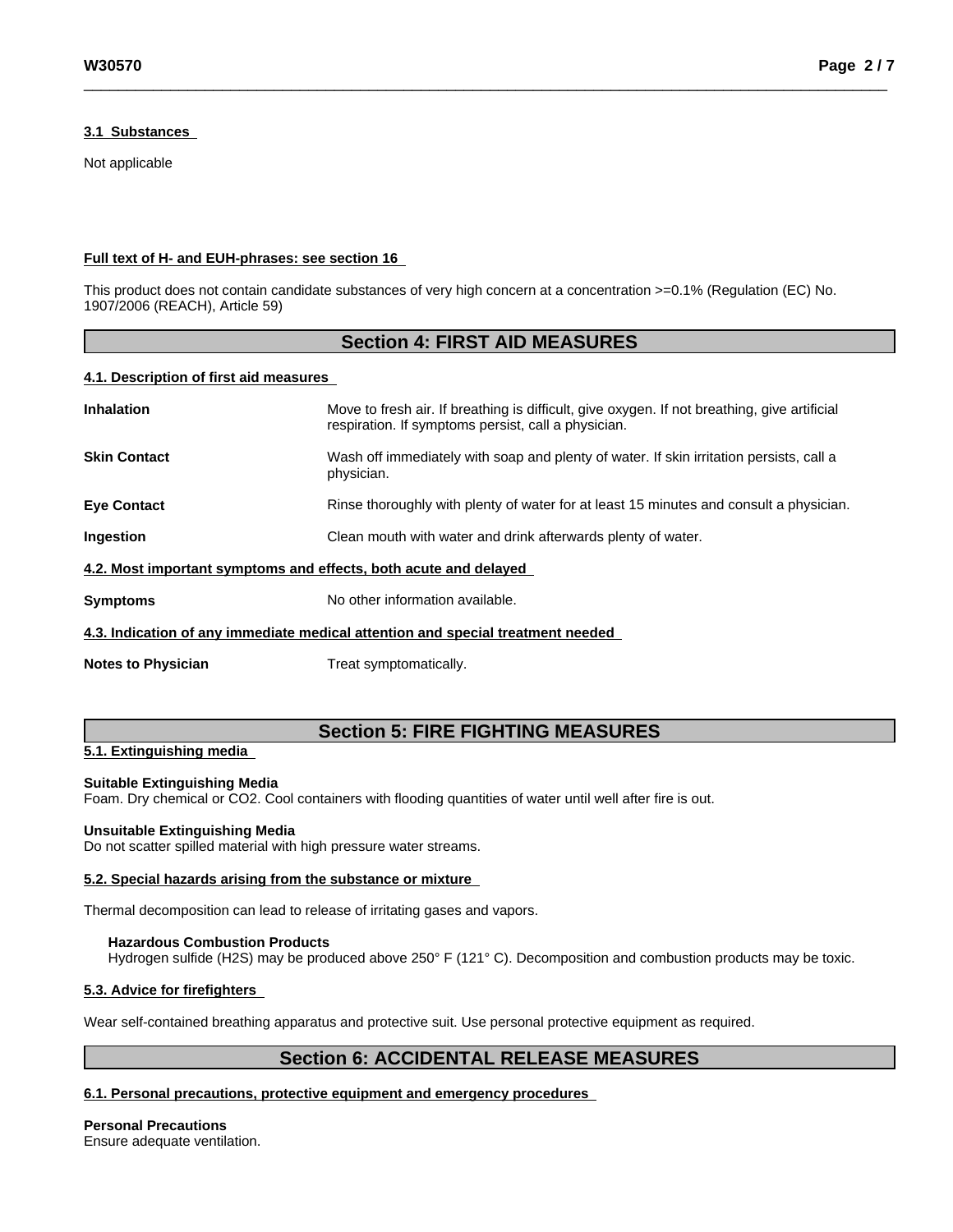### 3.1 Substances

Not applicable

**Full text of H- and EUH-phrases: see section 16**

This product does not contain candidate substances of very high concern at a concentration >=0.1% (Regulation (EC) No. 1907/2006 (REACH), Article 59)

## Section 4: FIRST AID MEASURES

### 4.1. Description of first aid measures

| | |
|---|---|
| **Inhalation** | Move to fresh air. If breathing is difficult, give oxygen. If not breathing, give artificial respiration. If symptoms persist, call a physician. |
| **Skin Contact** | Wash off immediately with soap and plenty of water. If skin irritation persists, call a physician. |
| **Eye Contact** | Rinse thoroughly with plenty of water for at least 15 minutes and consult a physician. |
| **Ingestion** | Clean mouth with water and drink afterwards plenty of water. |

### 4.2. Most important symptoms and effects, both acute and delayed

| | |
|---|---|
| **Symptoms** | No other information available. |

### 4.3. Indication of any immediate medical attention and special treatment needed

| | |
|---|---|
| **Notes to Physician** | Treat symptomatically. |

## Section 5: FIRE FIGHTING MEASURES

### 5.1. Extinguishing media

**Suitable Extinguishing Media**
Foam. Dry chemical or $CO_2$. Cool containers with flooding quantities of water until well after fire is out.

**Unsuitable Extinguishing Media**
Do not scatter spilled material with high pressure water streams.

### 5.2. Special hazards arising from the substance or mixture

Thermal decomposition can lead to release of irritating gases and vapors.

**Hazardous Combustion Products**
Hydrogen sulfide ($H_2S$) may be produced above 250° F (121° C). Decomposition and combustion products may be toxic.

### 5.3. Advice for firefighters

Wear self-contained breathing apparatus and protective suit. Use personal protective equipment as required.

## Section 6: ACCIDENTAL RELEASE MEASURES

### 6.1. Personal precautions, protective equipment and emergency procedures

**Personal Precautions**
Ensure adequate ventilation.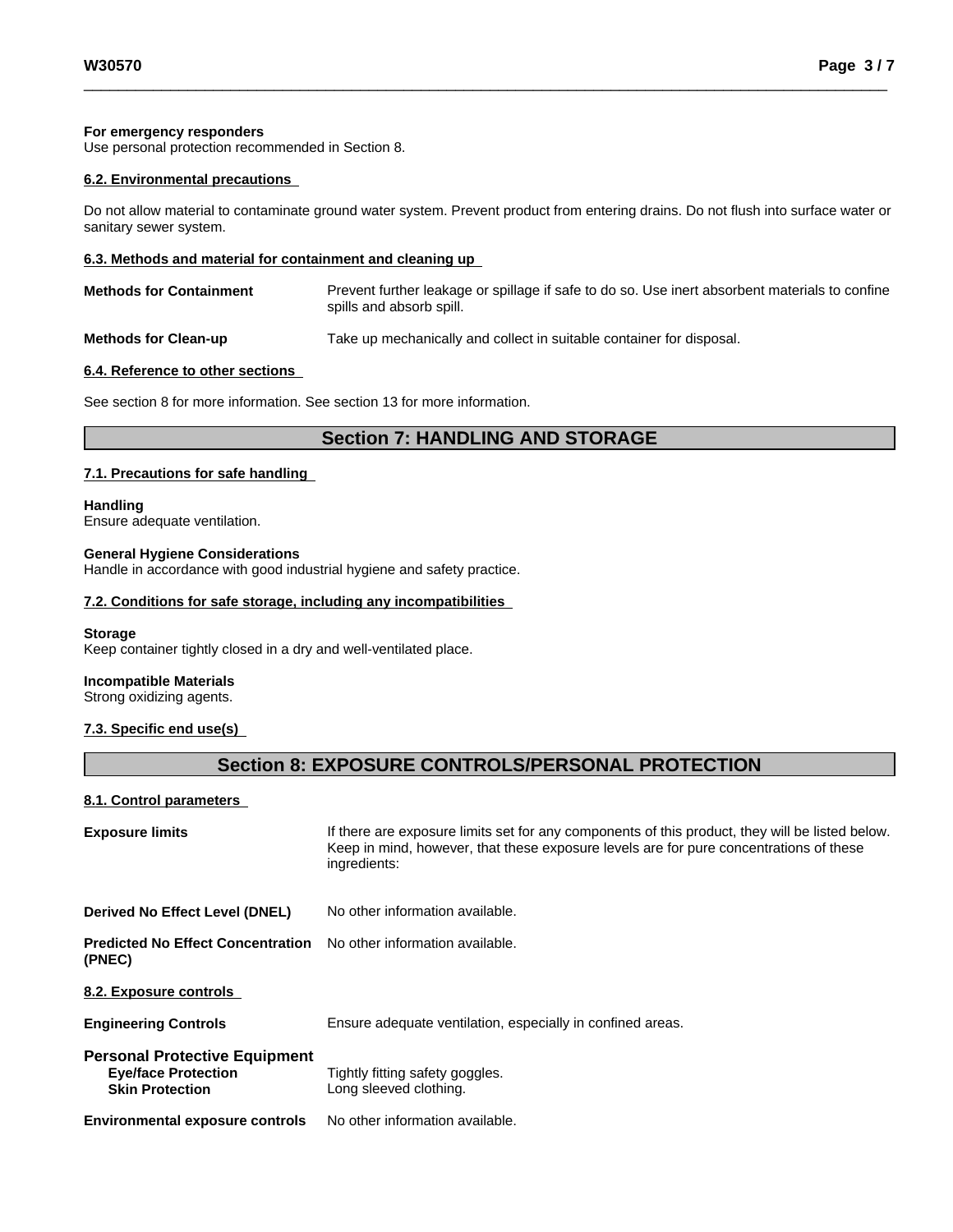**For emergency responders**
Use personal protection recommended in Section 8.

### 6.2. Environmental precautions

Do not allow material to contaminate ground water system. Prevent product from entering drains. Do not flush into surface water or sanitary sewer system.

### 6.3. Methods and material for containment and cleaning up

| | |
|---|---|
| **Methods for Containment** | Prevent further leakage or spillage if safe to do so. Use inert absorbent materials to confine spills and absorb spill. |
| **Methods for Clean-up** | Take up mechanically and collect in suitable container for disposal. |

### 6.4. Reference to other sections

See section 8 for more information. See section 13 for more information.

## Section 7: HANDLING AND STORAGE

### 7.1. Precautions for safe handling

**Handling**
Ensure adequate ventilation.

**General Hygiene Considerations**
Handle in accordance with good industrial hygiene and safety practice.

### 7.2. Conditions for safe storage, including any incompatibilities

**Storage**
Keep container tightly closed in a dry and well-ventilated place.

**Incompatible Materials**
Strong oxidizing agents.

### 7.3. Specific end use(s)

## Section 8: EXPOSURE CONTROLS/PERSONAL PROTECTION

### 8.1. Control parameters

| | |
|---|---|
| **Exposure limits** | If there are exposure limits set for any components of this product, they will be listed below. Keep in mind, however, that these exposure levels are for pure concentrations of these ingredients: |
| **Derived No Effect Level (DNEL)** | No other information available. |
| **Predicted No Effect Concentration (PNEC)** | No other information available. |

### 8.2. Exposure controls

| | |
|---|---|
| **Engineering Controls** | Ensure adequate ventilation, especially in confined areas. |
| **Personal Protective Equipment** | |
| **Eye/face Protection** | Tightly fitting safety goggles. |
| **Skin Protection** | Long sleeved clothing. |
| **Environmental exposure controls** | No other information available. |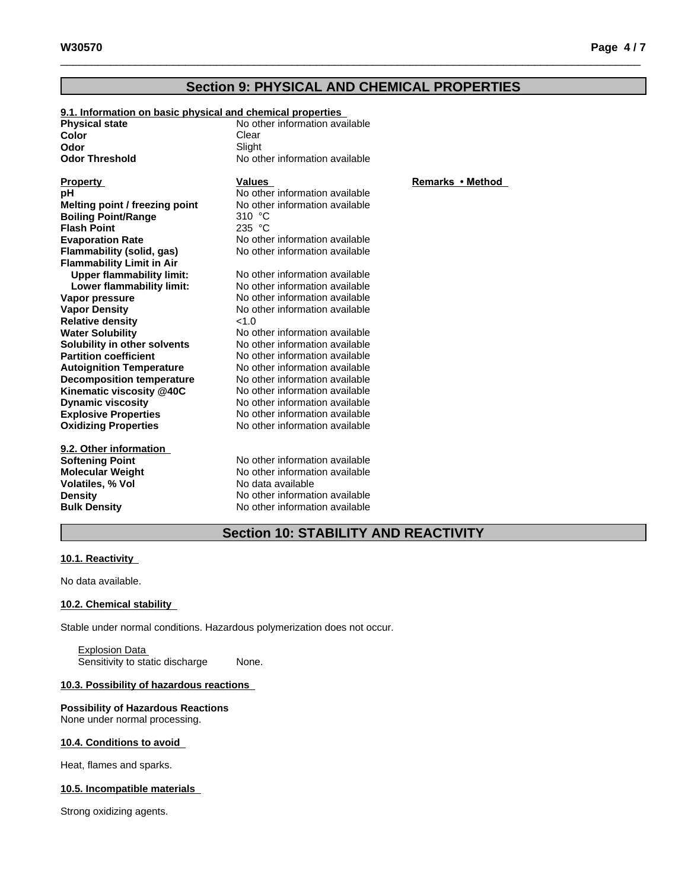## Section 9: PHYSICAL AND CHEMICAL PROPERTIES

### 9.1. Information on basic physical and chemical properties

| | |
|---|---|
| **Physical state** | No other information available |
| **Color** | Clear |
| **Odor** | Slight |
| **Odor Threshold** | No other information available |

| **Property** | **Values** | **Remarks • Method** |
|---|---|---|
| **pH** | No other information available | |
| **Melting point / freezing point** | No other information available | |
| **Boiling Point/Range** | 310 °C | |
| **Flash Point** | 235 °C | |
| **Evaporation Rate** | No other information available | |
| **Flammability (solid, gas)** | No other information available | |
| **Flammability Limit in Air** | | |
| **Upper flammability limit:** | No other information available | |
| **Lower flammability limit:** | No other information available | |
| **Vapor pressure** | No other information available | |
| **Vapor Density** | No other information available | |
| **Relative density** | <1.0 | |
| **Water Solubility** | No other information available | |
| **Solubility in other solvents** | No other information available | |
| **Partition coefficient** | No other information available | |
| **Autoignition Temperature** | No other information available | |
| **Decomposition temperature** | No other information available | |
| **Kinematic viscosity @40C** | No other information available | |
| **Dynamic viscosity** | No other information available | |
| **Explosive Properties** | No other information available | |
| **Oxidizing Properties** | No other information available | |

### 9.2. Other information

| | |
|---|---|
| **Softening Point** | No other information available |
| **Molecular Weight** | No other information available |
| **Volatiles, % Vol** | No data available |
| **Density** | No other information available |
| **Bulk Density** | No other information available |

## Section 10: STABILITY AND REACTIVITY

### 10.1. Reactivity

No data available.

### 10.2. Chemical stability

Stable under normal conditions. Hazardous polymerization does not occur.

Explosion Data
Sensitivity to static discharge None.

### 10.3. Possibility of hazardous reactions

**Possibility of Hazardous Reactions**
None under normal processing.

### 10.4. Conditions to avoid

Heat, flames and sparks.

### 10.5. Incompatible materials

Strong oxidizing agents.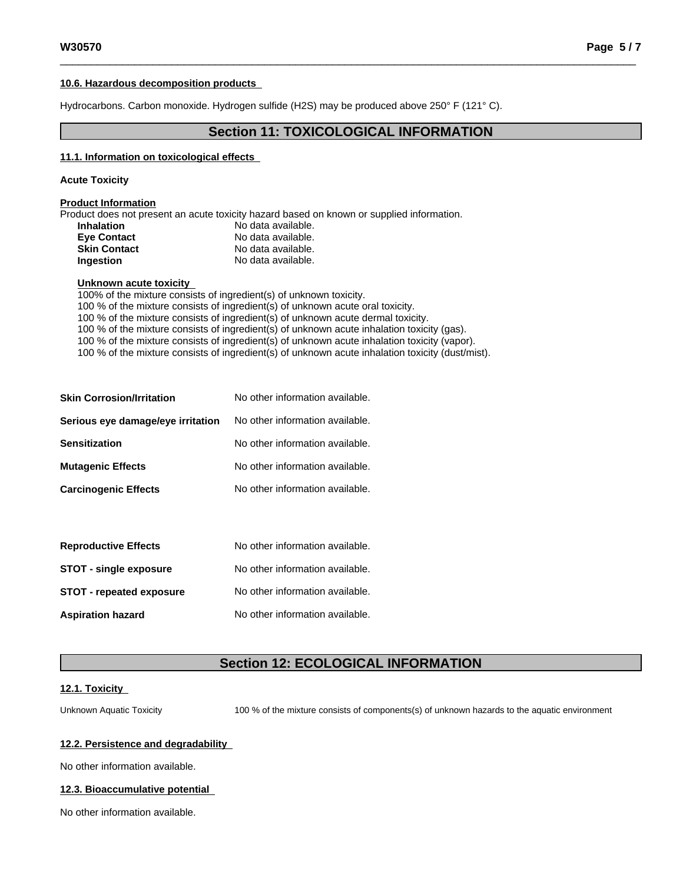#### 10.6. Hazardous decomposition products

Hydrocarbons. Carbon monoxide. Hydrogen sulfide ($H_2S$) may be produced above 250° F (121° C).

## Section 11: TOXICOLOGICAL INFORMATION

#### 11.1. Information on toxicological effects

**Acute Toxicity**

**Product Information**

Product does not present an acute toxicity hazard based on known or supplied information.

| | |
|---|---|
| **Inhalation** | No data available. |
| **Eye Contact** | No data available. |
| **Skin Contact** | No data available. |
| **Ingestion** | No data available. |

**Unknown acute toxicity**

100% of the mixture consists of ingredient(s) of unknown toxicity.
100 % of the mixture consists of ingredient(s) of unknown acute oral toxicity.
100 % of the mixture consists of ingredient(s) of unknown acute dermal toxicity.
100 % of the mixture consists of ingredient(s) of unknown acute inhalation toxicity (gas).
100 % of the mixture consists of ingredient(s) of unknown acute inhalation toxicity (vapor).
100 % of the mixture consists of ingredient(s) of unknown acute inhalation toxicity (dust/mist).

| | |
|---|---|
| **Skin Corrosion/Irritation** | No other information available. |
| **Serious eye damage/eye irritation** | No other information available. |
| **Sensitization** | No other information available. |
| **Mutagenic Effects** | No other information available. |
| **Carcinogenic Effects** | No other information available. |
| **Reproductive Effects** | No other information available. |
| **STOT - single exposure** | No other information available. |
| **STOT - repeated exposure** | No other information available. |
| **Aspiration hazard** | No other information available. |

## Section 12: ECOLOGICAL INFORMATION

#### 12.1. Toxicity

| | |
|---|---|
| Unknown Aquatic Toxicity | 100 % of the mixture consists of components(s) of unknown hazards to the aquatic environment |

#### 12.2. Persistence and degradability

No other information available.

#### 12.3. Bioaccumulative potential

No other information available.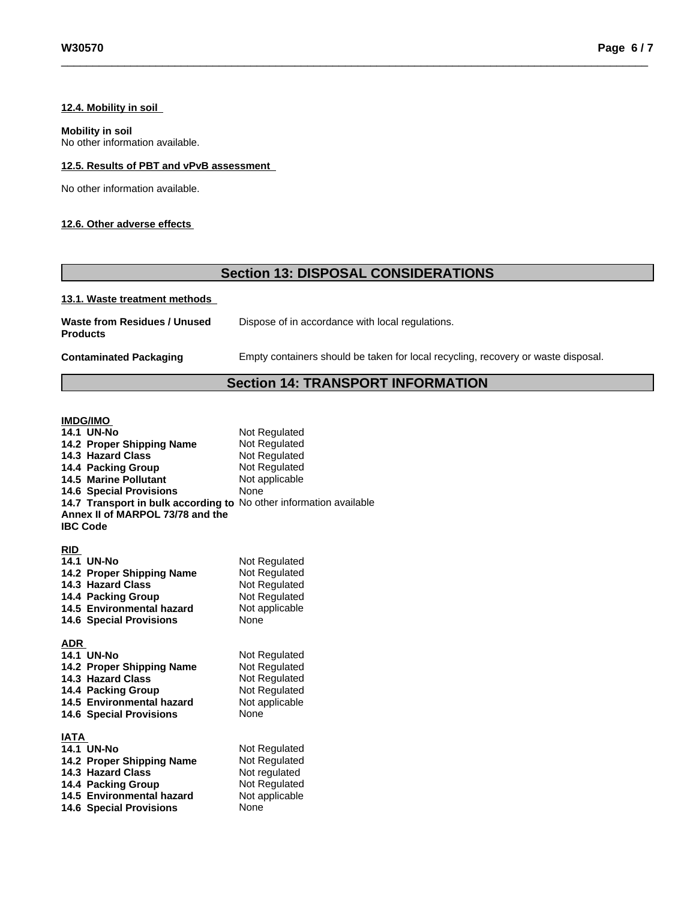#### 12.4. Mobility in soil

**Mobility in soil**
No other information available.

#### 12.5. Results of PBT and vPvB assessment

No other information available.

#### 12.6. Other adverse effects

## Section 13: DISPOSAL CONSIDERATIONS

#### 13.1. Waste treatment methods

| | |
|---|---|
| **Waste from Residues / Unused Products** | Dispose of in accordance with local regulations. |
| **Contaminated Packaging** | Empty containers should be taken for local recycling, recovery or waste disposal. |

## Section 14: TRANSPORT INFORMATION

**IMDG/IMO**

| | |
|---|---|
| **14.1 UN-No** | Not Regulated |
| **14.2 Proper Shipping Name** | Not Regulated |
| **14.3 Hazard Class** | Not Regulated |
| **14.4 Packing Group** | Not Regulated |
| **14.5 Marine Pollutant** | Not applicable |
| **14.6 Special Provisions** | None |
| **14.7 Transport in bulk according to Annex II of MARPOL 73/78 and the IBC Code** | No other information available |

**RID**

| | |
|---|---|
| **14.1 UN-No** | Not Regulated |
| **14.2 Proper Shipping Name** | Not Regulated |
| **14.3 Hazard Class** | Not Regulated |
| **14.4 Packing Group** | Not Regulated |
| **14.5 Environmental hazard** | Not applicable |
| **14.6 Special Provisions** | None |

**ADR**

| | |
|---|---|
| **14.1 UN-No** | Not Regulated |
| **14.2 Proper Shipping Name** | Not Regulated |
| **14.3 Hazard Class** | Not Regulated |
| **14.4 Packing Group** | Not Regulated |
| **14.5 Environmental hazard** | Not applicable |
| **14.6 Special Provisions** | None |

**IATA**

| | |
|---|---|
| **14.1 UN-No** | Not Regulated |
| **14.2 Proper Shipping Name** | Not Regulated |
| **14.3 Hazard Class** | Not regulated |
| **14.4 Packing Group** | Not Regulated |
| **14.5 Environmental hazard** | Not applicable |
| **14.6 Special Provisions** | None |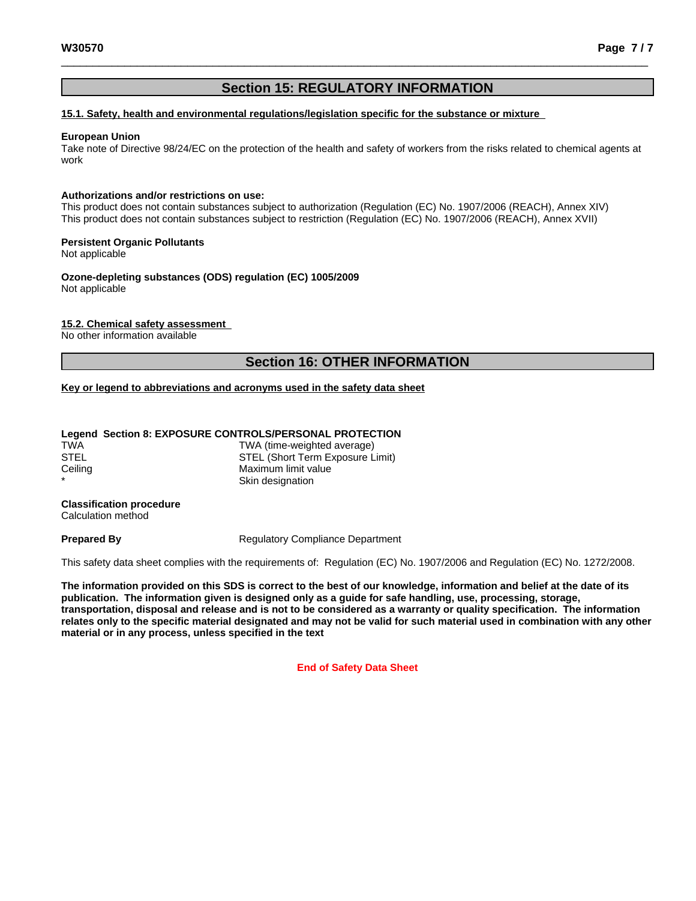## Section 15: REGULATORY INFORMATION

**15.1. Safety, health and environmental regulations/legislation specific for the substance or mixture**

**European Union**
Take note of Directive 98/24/EC on the protection of the health and safety of workers from the risks related to chemical agents at work

**Authorizations and/or restrictions on use:**
This product does not contain substances subject to authorization (Regulation (EC) No. 1907/2006 (REACH), Annex XIV)
This product does not contain substances subject to restriction (Regulation (EC) No. 1907/2006 (REACH), Annex XVII)

**Persistent Organic Pollutants**
Not applicable

**Ozone-depleting substances (ODS) regulation (EC) 1005/2009**
Not applicable

**15.2. Chemical safety assessment**
No other information available

## Section 16: OTHER INFORMATION

**Key or legend to abbreviations and acronyms used in the safety data sheet**

**Legend Section 8: EXPOSURE CONTROLS/PERSONAL PROTECTION**

| | |
|---|---|
| TWA | TWA (time-weighted average) |
| STEL | STEL (Short Term Exposure Limit) |
| Ceiling | Maximum limit value |
| * | Skin designation |

**Classification procedure**
Calculation method

**Prepared By** Regulatory Compliance Department

This safety data sheet complies with the requirements of: Regulation (EC) No. 1907/2006 and Regulation (EC) No. 1272/2008.

**The information provided on this SDS is correct to the best of our knowledge, information and belief at the date of its publication. The information given is designed only as a guide for safe handling, use, processing, storage, transportation, disposal and release and is not to be considered as a warranty or quality specification. The information relates only to the specific material designated and may not be valid for such material used in combination with any other material or in any process, unless specified in the text**

**End of Safety Data Sheet**